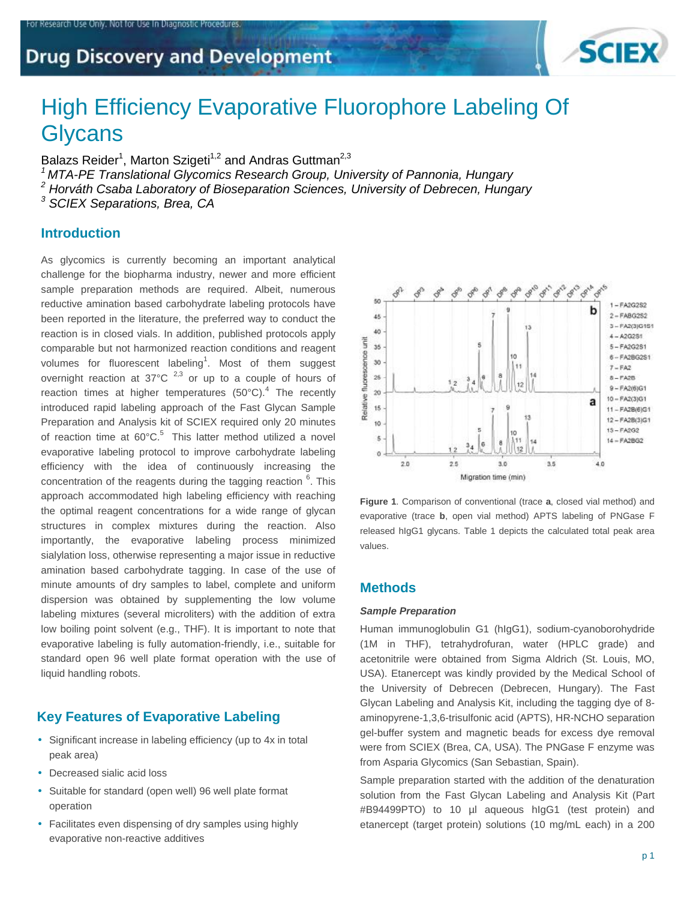# High Efficiency Evaporative Fluorophore Labeling Of Glycans

Balazs Reider[1], Marton Szigeti[1,2] and Andras Guttman[2,3]

*[1] MTA-PE Translational Glycomics Research Group, University of Pannonia, Hungary*
*[2] Horváth Csaba Laboratory of Bioseparation Sciences, University of Debrecen, Hungary*
*[3] SCIEX Separations, Brea, CA*

## Introduction

As glycomics is currently becoming an important analytical challenge for the biopharma industry, newer and more efficient sample preparation methods are required. Albeit, numerous reductive amination based carbohydrate labeling protocols have been reported in the literature, the preferred way to conduct the reaction is in closed vials. In addition, published protocols apply comparable but not harmonized reaction conditions and reagent volumes for fluorescent labeling[1]. Most of them suggest overnight reaction at 37°C [2,3] or up to a couple of hours of reaction times at higher temperatures (50°C).[4] The recently introduced rapid labeling approach of the Fast Glycan Sample Preparation and Analysis kit of SCIEX required only 20 minutes of reaction time at 60°C.[5] This latter method utilized a novel evaporative labeling protocol to improve carbohydrate labeling efficiency with the idea of continuously increasing the concentration of the reagents during the tagging reaction [6]. This approach accommodated high labeling efficiency with reaching the optimal reagent concentrations for a wide range of glycan structures in complex mixtures during the reaction. Also importantly, the evaporative labeling process minimized sialylation loss, otherwise representing a major issue in reductive amination based carbohydrate tagging. In case of the use of minute amounts of dry samples to label, complete and uniform dispersion was obtained by supplementing the low volume labeling mixtures (several microliters) with the addition of extra low boiling point solvent (e.g., THF). It is important to note that evaporative labeling is fully automation-friendly, i.e., suitable for standard open 96 well plate format operation with the use of liquid handling robots.

## Key Features of Evaporative Labeling

- Significant increase in labeling efficiency (up to 4x in total peak area)
- Decreased sialic acid loss
- Suitable for standard (open well) 96 well plate format operation
- Facilitates even dispensing of dry samples using highly evaporative non-reactive additives

**Figure 1**. Comparison of conventional (trace **a**, closed vial method) and evaporative (trace **b**, open vial method) APTS labeling of PNGase F released hIgG1 glycans. Table 1 depicts the calculated total peak area values.

## Methods

### *Sample Preparation*

Human immunoglobulin G1 (hIgG1), sodium-cyanoborohydride (1M in THF), tetrahydrofuran, water (HPLC grade) and acetonitrile were obtained from Sigma Aldrich (St. Louis, MO, USA). Etanercept was kindly provided by the Medical School of the University of Debrecen (Debrecen, Hungary). The Fast Glycan Labeling and Analysis Kit, including the tagging dye of 8-aminopyrene-1,3,6-trisulfonic acid (APTS), HR-NCHO separation gel-buffer system and magnetic beads for excess dye removal were from SCIEX (Brea, CA, USA). The PNGase F enzyme was from Asparia Glycomics (San Sebastian, Spain).

Sample preparation started with the addition of the denaturation solution from the Fast Glycan Labeling and Analysis Kit (Part #B94499PTO) to 10 µl aqueous hIgG1 (test protein) and etanercept (target protein) solutions (10 mg/mL each) in a 200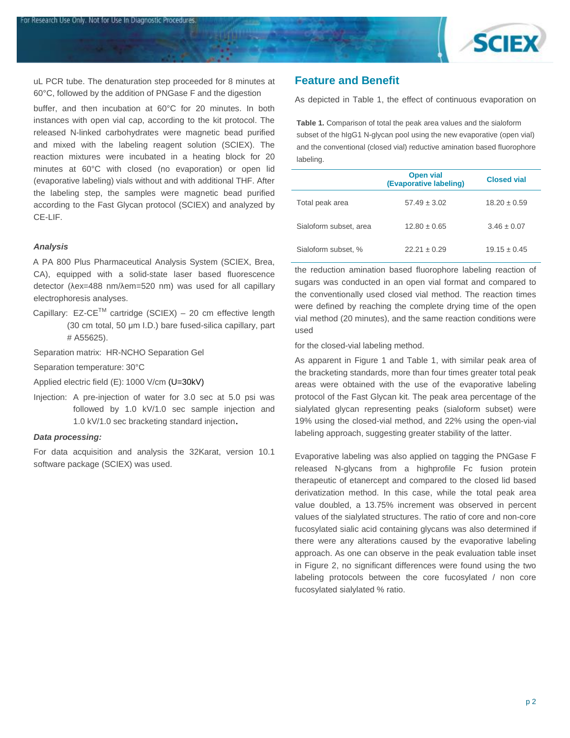uL PCR tube. The denaturation step proceeded for 8 minutes at 60°C, followed by the addition of PNGase F and the digestion buffer, and then incubation at 60°C for 20 minutes. In both instances with open vial cap, according to the kit protocol. The released N-linked carbohydrates were magnetic bead purified and mixed with the labeling reagent solution (SCIEX). The reaction mixtures were incubated in a heating block for 20 minutes at 60°C with closed (no evaporation) or open lid (evaporative labeling) vials without and with additional THF. After the labeling step, the samples were magnetic bead purified according to the Fast Glycan protocol (SCIEX) and analyzed by CE-LIF.

***Analysis***

A PA 800 Plus Pharmaceutical Analysis System (SCIEX, Brea, CA), equipped with a solid-state laser based fluorescence detector (λex=488 nm/λem=520 nm) was used for all capillary electrophoresis analyses.

Capillary: EZ-CE™ cartridge (SCIEX) – 20 cm effective length (30 cm total, 50 µm I.D.) bare fused-silica capillary, part # A55625).

Separation matrix: HR-NCHO Separation Gel

Separation temperature: 30°C

Applied electric field (E): 1000 V/cm (U=30kV)

Injection: A pre-injection of water for 3.0 sec at 5.0 psi was followed by 1.0 kV/1.0 sec sample injection and 1.0 kV/1.0 sec bracketing standard injection.

***Data processing:***

For data acquisition and analysis the 32Karat, version 10.1 software package (SCIEX) was used.

## Feature and Benefit

As depicted in Table 1, the effect of continuous evaporation on the reduction amination based fluorophore labeling reaction of sugars was conducted in an open vial format and compared to the conventionally used closed vial method. The reaction times were defined by reaching the complete drying time of the open vial method (20 minutes), and the same reaction conditions were used

for the closed-vial labeling method.

**Table 1.** Comparison of total the peak area values and the sialoform subset of the hIgG1 N-glycan pool using the new evaporative (open vial) and the conventional (closed vial) reductive amination based fluorophore labeling.

| | Open vial (Evaporative labeling) | Closed vial |
|---|---|---|
| Total peak area | 57.49 ± 3.02 | 18.20 ± 0.59 |
| Sialoform subset, area | 12.80 ± 0.65 | 3.46 ± 0.07 |
| Sialoform subset, % | 22.21 ± 0.29 | 19.15 ± 0.45 |

As apparent in Figure 1 and Table 1, with similar peak area of the bracketing standards, more than four times greater total peak areas were obtained with the use of the evaporative labeling protocol of the Fast Glycan kit. The peak area percentage of the sialylated glycan representing peaks (sialoform subset) were 19% using the closed-vial method, and 22% using the open-vial labeling approach, suggesting greater stability of the latter.

Evaporative labeling was also applied on tagging the PNGase F released N-glycans from a highprofile Fc fusion protein therapeutic of etanercept and compared to the closed lid based derivatization method. In this case, while the total peak area value doubled, a 13.75% increment was observed in percent values of the sialylated structures. The ratio of core and non-core fucosylated sialic acid containing glycans was also determined if there were any alterations caused by the evaporative labeling approach. As one can observe in the peak evaluation table inset in Figure 2, no significant differences were found using the two labeling protocols between the core fucosylated / non core fucosylated sialylated % ratio.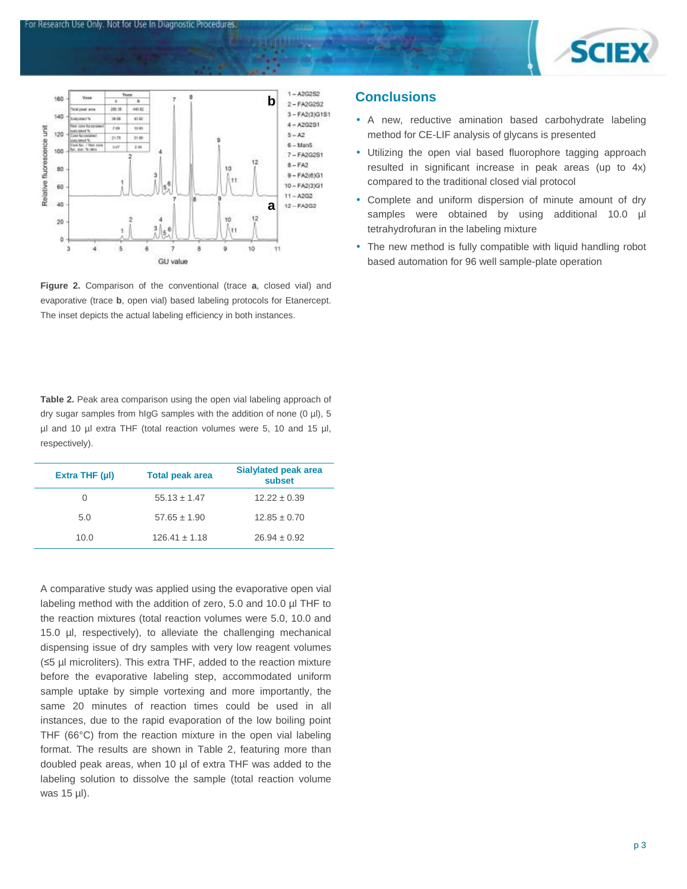Figure 2. Comparison of the conventional (trace a, closed vial) and evaporative (trace b, open vial) based labeling protocols for Etanercept. The inset depicts the actual labeling efficiency in both instances.

**Table 2.** Peak area comparison using the open vial labeling approach of dry sugar samples from hIgG samples with the addition of none (0 µl), 5 µl and 10 µl extra THF (total reaction volumes were 5, 10 and 15 µl, respectively).

| Extra THF (µl) | Total peak area | Sialylated peak area subset |
|---|---|---|
| 0 | 55.13 ± 1.47 | 12.22 ± 0.39 |
| 5.0 | 57.65 ± 1.90 | 12.85 ± 0.70 |
| 10.0 | 126.41 ± 1.18 | 26.94 ± 0.92 |

A comparative study was applied using the evaporative open vial labeling method with the addition of zero, 5.0 and 10.0 µl THF to the reaction mixtures (total reaction volumes were 5.0, 10.0 and 15.0 µl, respectively), to alleviate the challenging mechanical dispensing issue of dry samples with very low reagent volumes (≤5 µl microliters). This extra THF, added to the reaction mixture before the evaporative labeling step, accommodated uniform sample uptake by simple vortexing and more importantly, the same 20 minutes of reaction times could be used in all instances, due to the rapid evaporation of the low boiling point THF (66°C) from the reaction mixture in the open vial labeling format. The results are shown in Table 2, featuring more than doubled peak areas, when 10 µl of extra THF was added to the labeling solution to dissolve the sample (total reaction volume was 15 µl).

## Conclusions

- A new, reductive amination based carbohydrate labeling method for CE-LIF analysis of glycans is presented
- Utilizing the open vial based fluorophore tagging approach resulted in significant increase in peak areas (up to 4x) compared to the traditional closed vial protocol
- Complete and uniform dispersion of minute amount of dry samples were obtained by using additional 10.0 µl tetrahydrofuran in the labeling mixture
- The new method is fully compatible with liquid handling robot based automation for 96 well sample-plate operation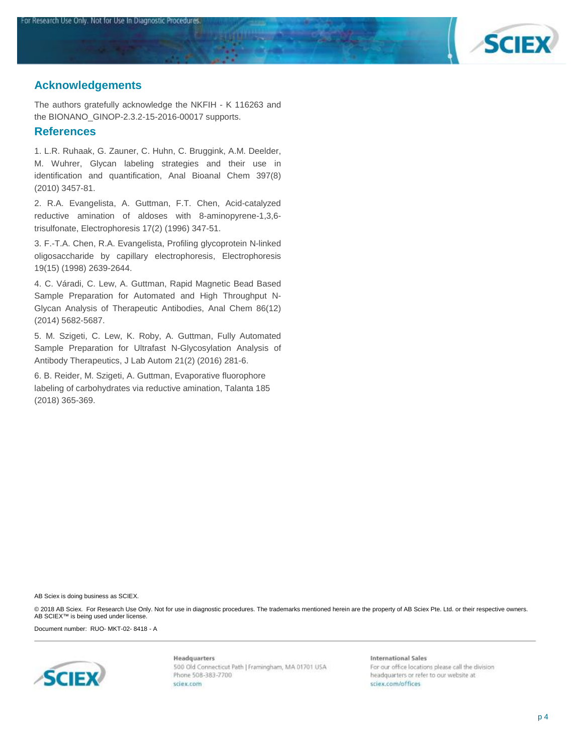## Acknowledgements

The authors gratefully acknowledge the NKFIH - K 116263 and the BIONANO_GINOP-2.3.2-15-2016-00017 supports.

## References

1. L.R. Ruhaak, G. Zauner, C. Huhn, C. Bruggink, A.M. Deelder, M. Wuhrer, Glycan labeling strategies and their use in identification and quantification, Anal Bioanal Chem 397(8) (2010) 3457-81.

2. R.A. Evangelista, A. Guttman, F.T. Chen, Acid-catalyzed reductive amination of aldoses with 8-aminopyrene-1,3,6-trisulfonate, Electrophoresis 17(2) (1996) 347-51.

3. F.-T.A. Chen, R.A. Evangelista, Profiling glycoprotein N-linked oligosaccharide by capillary electrophoresis, Electrophoresis 19(15) (1998) 2639-2644.

4. C. Váradi, C. Lew, A. Guttman, Rapid Magnetic Bead Based Sample Preparation for Automated and High Throughput N-Glycan Analysis of Therapeutic Antibodies, Anal Chem 86(12) (2014) 5682-5687.

5. M. Szigeti, C. Lew, K. Roby, A. Guttman, Fully Automated Sample Preparation for Ultrafast N-Glycosylation Analysis of Antibody Therapeutics, J Lab Autom 21(2) (2016) 281-6.

6. B. Reider, M. Szigeti, A. Guttman, Evaporative fluorophore labeling of carbohydrates via reductive amination, Talanta 185 (2018) 365-369.

AB Sciex is doing business as SCIEX.

© 2018 AB Sciex. For Research Use Only. Not for use in diagnostic procedures. The trademarks mentioned herein are the property of AB Sciex Pte. Ltd. or their respective owners. AB SCIEX™ is being used under license.

Document number: RUO- MKT-02- 8418 - A

**Headquarters**
500 Old Connecticut Path | Framingham, MA 01701 USA
Phone 508-383-7700
sciex.com

**International Sales**
For our office locations please call the division headquarters or refer to our website at
sciex.com/offices